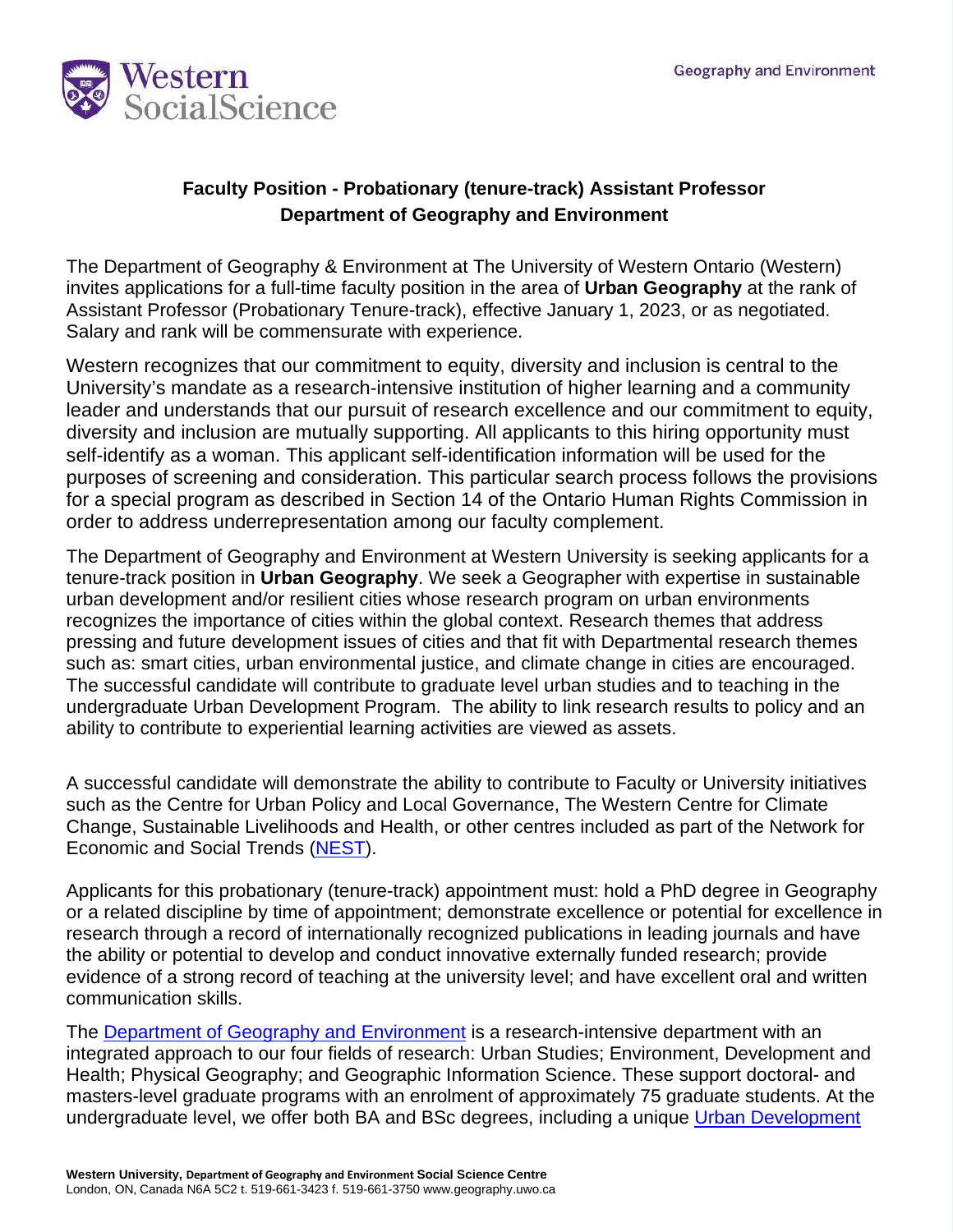Western SocialScience

Geography and Environment

# Faculty Position - Probationary (tenure-track) Assistant Professor
## Department of Geography and Environment

The Department of Geography & Environment at The University of Western Ontario (Western) invites applications for a full-time faculty position in the area of **Urban Geography** at the rank of Assistant Professor (Probationary Tenure-track), effective January 1, 2023, or as negotiated. Salary and rank will be commensurate with experience.

Western recognizes that our commitment to equity, diversity and inclusion is central to the University's mandate as a research-intensive institution of higher learning and a community leader and understands that our pursuit of research excellence and our commitment to equity, diversity and inclusion are mutually supporting. All applicants to this hiring opportunity must self-identify as a woman. This applicant self-identification information will be used for the purposes of screening and consideration. This particular search process follows the provisions for a special program as described in Section 14 of the Ontario Human Rights Commission in order to address underrepresentation among our faculty complement.

The Department of Geography and Environment at Western University is seeking applicants for a tenure-track position in **Urban Geography**. We seek a Geographer with expertise in sustainable urban development and/or resilient cities whose research program on urban environments recognizes the importance of cities within the global context. Research themes that address pressing and future development issues of cities and that fit with Departmental research themes such as: smart cities, urban environmental justice, and climate change in cities are encouraged. The successful candidate will contribute to graduate level urban studies and to teaching in the undergraduate Urban Development Program. The ability to link research results to policy and an ability to contribute to experiential learning activities are viewed as assets.

A successful candidate will demonstrate the ability to contribute to Faculty or University initiatives such as the Centre for Urban Policy and Local Governance, The Western Centre for Climate Change, Sustainable Livelihoods and Health, or other centres included as part of the Network for Economic and Social Trends (NEST).

Applicants for this probationary (tenure-track) appointment must: hold a PhD degree in Geography or a related discipline by time of appointment; demonstrate excellence or potential for excellence in research through a record of internationally recognized publications in leading journals and have the ability or potential to develop and conduct innovative externally funded research; provide evidence of a strong record of teaching at the university level; and have excellent oral and written communication skills.

The Department of Geography and Environment is a research-intensive department with an integrated approach to our four fields of research: Urban Studies; Environment, Development and Health; Physical Geography; and Geographic Information Science. These support doctoral- and masters-level graduate programs with an enrolment of approximately 75 graduate students. At the undergraduate level, we offer both BA and BSc degrees, including a unique Urban Development

Western University, Department of Geography and Environment Social Science Centre
London, ON, Canada N6A 5C2 t. 519-661-3423 f. 519-661-3750 www.geography.uwo.ca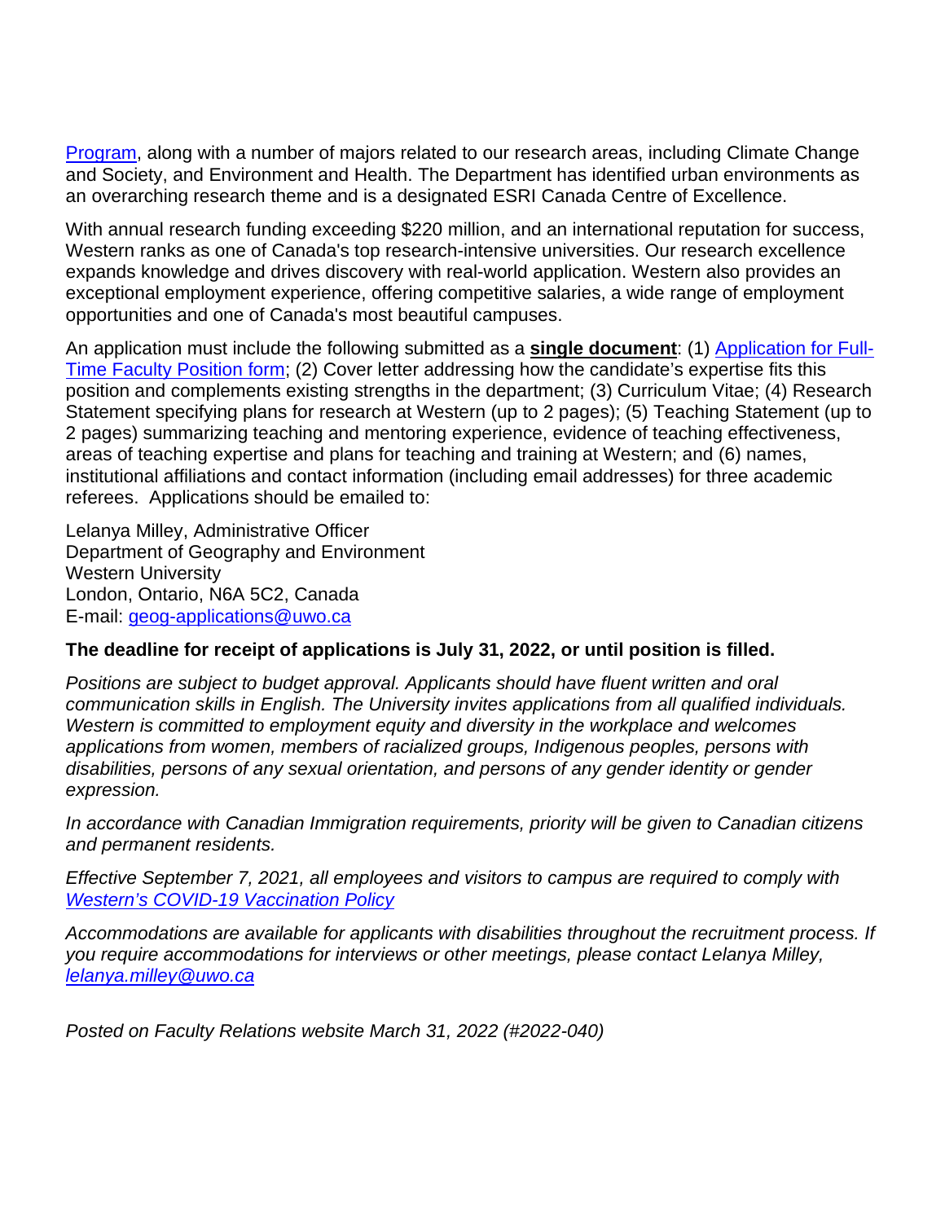Program, along with a number of majors related to our research areas, including Climate Change and Society, and Environment and Health. The Department has identified urban environments as an overarching research theme and is a designated ESRI Canada Centre of Excellence.

With annual research funding exceeding $220 million, and an international reputation for success, Western ranks as one of Canada's top research-intensive universities. Our research excellence expands knowledge and drives discovery with real-world application. Western also provides an exceptional employment experience, offering competitive salaries, a wide range of employment opportunities and one of Canada's most beautiful campuses.

An application must include the following submitted as a **single document**: (1) Application for Full-Time Faculty Position form; (2) Cover letter addressing how the candidate's expertise fits this position and complements existing strengths in the department; (3) Curriculum Vitae; (4) Research Statement specifying plans for research at Western (up to 2 pages); (5) Teaching Statement (up to 2 pages) summarizing teaching and mentoring experience, evidence of teaching effectiveness, areas of teaching expertise and plans for teaching and training at Western; and (6) names, institutional affiliations and contact information (including email addresses) for three academic referees. Applications should be emailed to:

Lelanya Milley, Administrative Officer
Department of Geography and Environment
Western University
London, Ontario, N6A 5C2, Canada
E-mail: geog-applications@uwo.ca

**The deadline for receipt of applications is July 31, 2022, or until position is filled.**

*Positions are subject to budget approval. Applicants should have fluent written and oral communication skills in English. The University invites applications from all qualified individuals. Western is committed to employment equity and diversity in the workplace and welcomes applications from women, members of racialized groups, Indigenous peoples, persons with disabilities, persons of any sexual orientation, and persons of any gender identity or gender expression.*

*In accordance with Canadian Immigration requirements, priority will be given to Canadian citizens and permanent residents.*

*Effective September 7, 2021, all employees and visitors to campus are required to comply with Western's COVID-19 Vaccination Policy*

*Accommodations are available for applicants with disabilities throughout the recruitment process. If you require accommodations for interviews or other meetings, please contact Lelanya Milley, lelanya.milley@uwo.ca*

*Posted on Faculty Relations website March 31, 2022 (#2022-040)*